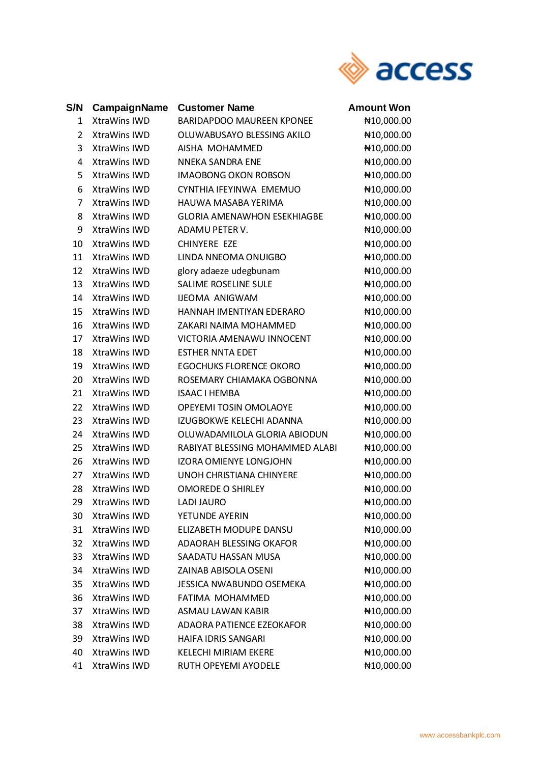| S/N | CampaignName | Customer Name | Amount Won |
|---|---|---|---|
| 1 | XtraWins IWD | BARIDAPDOO MAUREEN KPONEE | ₦10,000.00 |
| 2 | XtraWins IWD | OLUWABUSAYO BLESSING AKILO | ₦10,000.00 |
| 3 | XtraWins IWD | AISHA MOHAMMED | ₦10,000.00 |
| 4 | XtraWins IWD | NNEKA SANDRA ENE | ₦10,000.00 |
| 5 | XtraWins IWD | IMAOBONG OKON ROBSON | ₦10,000.00 |
| 6 | XtraWins IWD | CYNTHIA IFEYINWA EMEMUO | ₦10,000.00 |
| 7 | XtraWins IWD | HAUWA MASABA YERIMA | ₦10,000.00 |
| 8 | XtraWins IWD | GLORIA AMENAWHON ESEKHIAGBE | ₦10,000.00 |
| 9 | XtraWins IWD | ADAMU PETER V. | ₦10,000.00 |
| 10 | XtraWins IWD | CHINYERE EZE | ₦10,000.00 |
| 11 | XtraWins IWD | LINDA NNEOMA ONUIGBO | ₦10,000.00 |
| 12 | XtraWins IWD | glory adaeze udegbunam | ₦10,000.00 |
| 13 | XtraWins IWD | SALIME ROSELINE SULE | ₦10,000.00 |
| 14 | XtraWins IWD | IJEOMA ANIGWAM | ₦10,000.00 |
| 15 | XtraWins IWD | HANNAH IMENTIYAN EDERARO | ₦10,000.00 |
| 16 | XtraWins IWD | ZAKARI NAIMA MOHAMMED | ₦10,000.00 |
| 17 | XtraWins IWD | VICTORIA AMENAWU INNOCENT | ₦10,000.00 |
| 18 | XtraWins IWD | ESTHER NNTA EDET | ₦10,000.00 |
| 19 | XtraWins IWD | EGOCHUKS FLORENCE OKORO | ₦10,000.00 |
| 20 | XtraWins IWD | ROSEMARY CHIAMAKA OGBONNA | ₦10,000.00 |
| 21 | XtraWins IWD | ISAAC I HEMBA | ₦10,000.00 |
| 22 | XtraWins IWD | OPEYEMI TOSIN OMOLAOYE | ₦10,000.00 |
| 23 | XtraWins IWD | IZUGBOKWE KELECHI ADANNA | ₦10,000.00 |
| 24 | XtraWins IWD | OLUWADAMILOLA GLORIA ABIODUN | ₦10,000.00 |
| 25 | XtraWins IWD | RABIYAT BLESSING MOHAMMED ALABI | ₦10,000.00 |
| 26 | XtraWins IWD | IZORA OMIENYE LONGJOHN | ₦10,000.00 |
| 27 | XtraWins IWD | UNOH CHRISTIANA CHINYERE | ₦10,000.00 |
| 28 | XtraWins IWD | OMOREDE O SHIRLEY | ₦10,000.00 |
| 29 | XtraWins IWD | LADI JAURO | ₦10,000.00 |
| 30 | XtraWins IWD | YETUNDE AYERIN | ₦10,000.00 |
| 31 | XtraWins IWD | ELIZABETH MODUPE DANSU | ₦10,000.00 |
| 32 | XtraWins IWD | ADAORAH BLESSING OKAFOR | ₦10,000.00 |
| 33 | XtraWins IWD | SAADATU HASSAN MUSA | ₦10,000.00 |
| 34 | XtraWins IWD | ZAINAB ABISOLA OSENI | ₦10,000.00 |
| 35 | XtraWins IWD | JESSICA NWABUNDO OSEMEKA | ₦10,000.00 |
| 36 | XtraWins IWD | FATIMA MOHAMMED | ₦10,000.00 |
| 37 | XtraWins IWD | ASMAU LAWAN KABIR | ₦10,000.00 |
| 38 | XtraWins IWD | ADAORA PATIENCE EZEOKAFOR | ₦10,000.00 |
| 39 | XtraWins IWD | HAIFA IDRIS SANGARI | ₦10,000.00 |
| 40 | XtraWins IWD | KELECHI MIRIAM EKERE | ₦10,000.00 |
| 41 | XtraWins IWD | RUTH OPEYEMI AYODELE | ₦10,000.00 |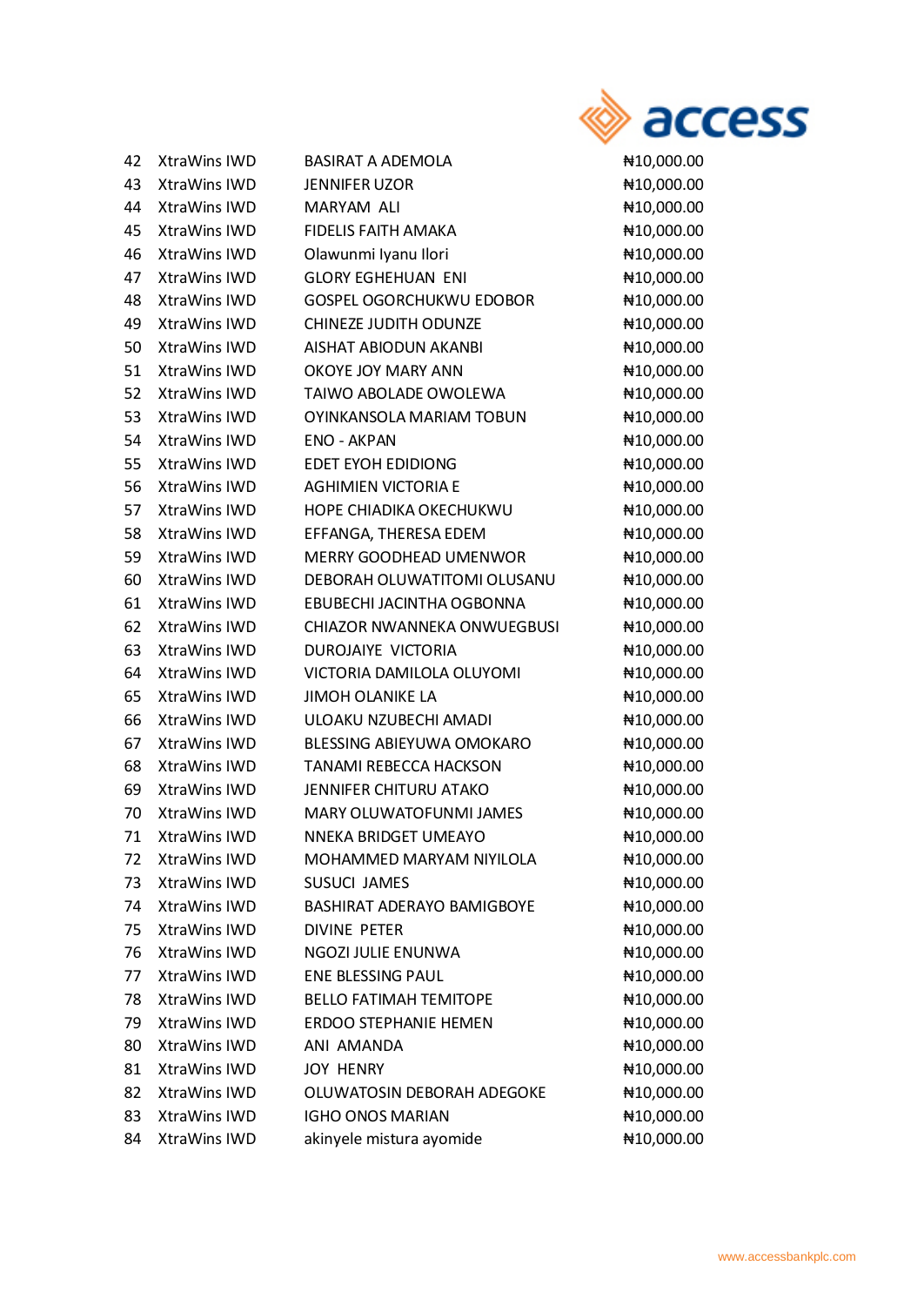| | | | |
|---|---|---|---|
| 42 | XtraWins IWD | BASIRAT A ADEMOLA | ₦10,000.00 |
| 43 | XtraWins IWD | JENNIFER UZOR | ₦10,000.00 |
| 44 | XtraWins IWD | MARYAM ALI | ₦10,000.00 |
| 45 | XtraWins IWD | FIDELIS FAITH AMAKA | ₦10,000.00 |
| 46 | XtraWins IWD | Olawunmi Iyanu Ilori | ₦10,000.00 |
| 47 | XtraWins IWD | GLORY EGHEHUAN ENI | ₦10,000.00 |
| 48 | XtraWins IWD | GOSPEL OGORCHUKWU EDOBOR | ₦10,000.00 |
| 49 | XtraWins IWD | CHINEZE JUDITH ODUNZE | ₦10,000.00 |
| 50 | XtraWins IWD | AISHAT ABIODUN AKANBI | ₦10,000.00 |
| 51 | XtraWins IWD | OKOYE JOY MARY ANN | ₦10,000.00 |
| 52 | XtraWins IWD | TAIWO ABOLADE OWOLEWA | ₦10,000.00 |
| 53 | XtraWins IWD | OYINKANSOLA MARIAM TOBUN | ₦10,000.00 |
| 54 | XtraWins IWD | ENO - AKPAN | ₦10,000.00 |
| 55 | XtraWins IWD | EDET EYOH EDIDIONG | ₦10,000.00 |
| 56 | XtraWins IWD | AGHIMIEN VICTORIA E | ₦10,000.00 |
| 57 | XtraWins IWD | HOPE CHIADIKA OKECHUKWU | ₦10,000.00 |
| 58 | XtraWins IWD | EFFANGA, THERESA EDEM | ₦10,000.00 |
| 59 | XtraWins IWD | MERRY GOODHEAD UMENWOR | ₦10,000.00 |
| 60 | XtraWins IWD | DEBORAH OLUWATITOMI OLUSANU | ₦10,000.00 |
| 61 | XtraWins IWD | EBUBECHI JACINTHA OGBONNA | ₦10,000.00 |
| 62 | XtraWins IWD | CHIAZOR NWANNEKA ONWUEGBUSI | ₦10,000.00 |
| 63 | XtraWins IWD | DUROJAIYE VICTORIA | ₦10,000.00 |
| 64 | XtraWins IWD | VICTORIA DAMILOLA OLUYOMI | ₦10,000.00 |
| 65 | XtraWins IWD | JIMOH OLANIKE LA | ₦10,000.00 |
| 66 | XtraWins IWD | ULOAKU NZUBECHI AMADI | ₦10,000.00 |
| 67 | XtraWins IWD | BLESSING ABIEYUWA OMOKARO | ₦10,000.00 |
| 68 | XtraWins IWD | TANAMI REBECCA HACKSON | ₦10,000.00 |
| 69 | XtraWins IWD | JENNIFER CHITURU ATAKO | ₦10,000.00 |
| 70 | XtraWins IWD | MARY OLUWATOFUNMI JAMES | ₦10,000.00 |
| 71 | XtraWins IWD | NNEKA BRIDGET UMEAYO | ₦10,000.00 |
| 72 | XtraWins IWD | MOHAMMED MARYAM NIYILOLA | ₦10,000.00 |
| 73 | XtraWins IWD | SUSUCI JAMES | ₦10,000.00 |
| 74 | XtraWins IWD | BASHIRAT ADERAYO BAMIGBOYE | ₦10,000.00 |
| 75 | XtraWins IWD | DIVINE PETER | ₦10,000.00 |
| 76 | XtraWins IWD | NGOZI JULIE ENUNWA | ₦10,000.00 |
| 77 | XtraWins IWD | ENE BLESSING PAUL | ₦10,000.00 |
| 78 | XtraWins IWD | BELLO FATIMAH TEMITOPE | ₦10,000.00 |
| 79 | XtraWins IWD | ERDOO STEPHANIE HEMEN | ₦10,000.00 |
| 80 | XtraWins IWD | ANI AMANDA | ₦10,000.00 |
| 81 | XtraWins IWD | JOY HENRY | ₦10,000.00 |
| 82 | XtraWins IWD | OLUWATOSIN DEBORAH ADEGOKE | ₦10,000.00 |
| 83 | XtraWins IWD | IGHO ONOS MARIAN | ₦10,000.00 |
| 84 | XtraWins IWD | akinyele mistura ayomide | ₦10,000.00 |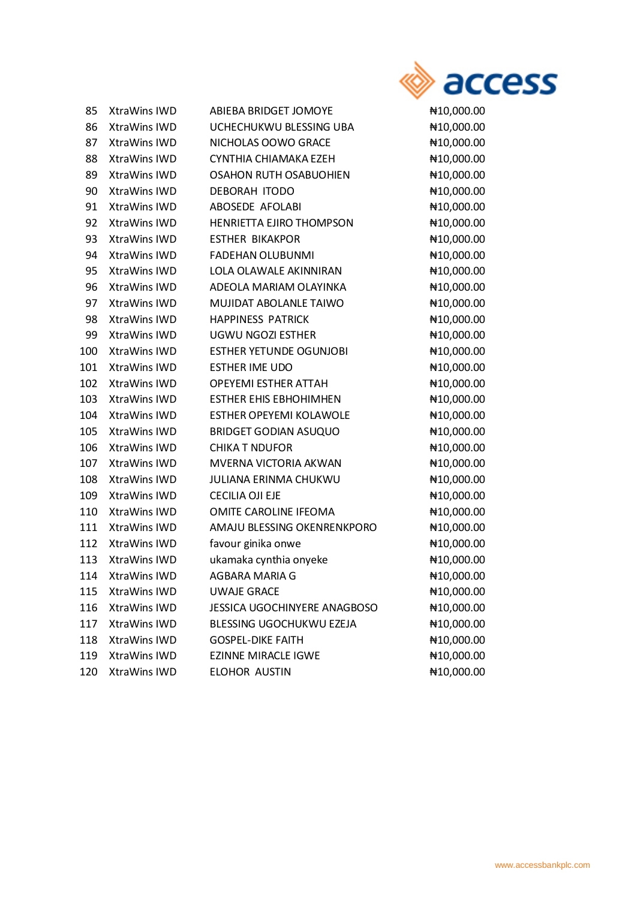| | | | |
|---|---|---|---|
| 85 | XtraWins IWD | ABIEBA BRIDGET JOMOYE | ₦10,000.00 |
| 86 | XtraWins IWD | UCHECHUKWU BLESSING UBA | ₦10,000.00 |
| 87 | XtraWins IWD | NICHOLAS OOWO GRACE | ₦10,000.00 |
| 88 | XtraWins IWD | CYNTHIA CHIAMAKA EZEH | ₦10,000.00 |
| 89 | XtraWins IWD | OSAHON RUTH OSABUOHIEN | ₦10,000.00 |
| 90 | XtraWins IWD | DEBORAH ITODO | ₦10,000.00 |
| 91 | XtraWins IWD | ABOSEDE AFOLABI | ₦10,000.00 |
| 92 | XtraWins IWD | HENRIETTA EJIRO THOMPSON | ₦10,000.00 |
| 93 | XtraWins IWD | ESTHER BIKAKPOR | ₦10,000.00 |
| 94 | XtraWins IWD | FADEHAN OLUBUNMI | ₦10,000.00 |
| 95 | XtraWins IWD | LOLA OLAWALE AKINNIRAN | ₦10,000.00 |
| 96 | XtraWins IWD | ADEOLA MARIAM OLAYINKA | ₦10,000.00 |
| 97 | XtraWins IWD | MUJIDAT ABOLANLE TAIWO | ₦10,000.00 |
| 98 | XtraWins IWD | HAPPINESS PATRICK | ₦10,000.00 |
| 99 | XtraWins IWD | UGWU NGOZI ESTHER | ₦10,000.00 |
| 100 | XtraWins IWD | ESTHER YETUNDE OGUNJOBI | ₦10,000.00 |
| 101 | XtraWins IWD | ESTHER IME UDO | ₦10,000.00 |
| 102 | XtraWins IWD | OPEYEMI ESTHER ATTAH | ₦10,000.00 |
| 103 | XtraWins IWD | ESTHER EHIS EBHOHIMHEN | ₦10,000.00 |
| 104 | XtraWins IWD | ESTHER OPEYEMI KOLAWOLE | ₦10,000.00 |
| 105 | XtraWins IWD | BRIDGET GODIAN ASUQUO | ₦10,000.00 |
| 106 | XtraWins IWD | CHIKA T NDUFOR | ₦10,000.00 |
| 107 | XtraWins IWD | MVERNA VICTORIA AKWAN | ₦10,000.00 |
| 108 | XtraWins IWD | JULIANA ERINMA CHUKWU | ₦10,000.00 |
| 109 | XtraWins IWD | CECILIA OJI EJE | ₦10,000.00 |
| 110 | XtraWins IWD | OMITE CAROLINE IFEOMA | ₦10,000.00 |
| 111 | XtraWins IWD | AMAJU BLESSING OKENRENKPORO | ₦10,000.00 |
| 112 | XtraWins IWD | favour ginika onwe | ₦10,000.00 |
| 113 | XtraWins IWD | ukamaka cynthia onyeke | ₦10,000.00 |
| 114 | XtraWins IWD | AGBARA MARIA G | ₦10,000.00 |
| 115 | XtraWins IWD | UWAJE GRACE | ₦10,000.00 |
| 116 | XtraWins IWD | JESSICA UGOCHINYERE ANAGBOSO | ₦10,000.00 |
| 117 | XtraWins IWD | BLESSING UGOCHUKWU EZEJA | ₦10,000.00 |
| 118 | XtraWins IWD | GOSPEL-DIKE FAITH | ₦10,000.00 |
| 119 | XtraWins IWD | EZINNE MIRACLE IGWE | ₦10,000.00 |
| 120 | XtraWins IWD | ELOHOR AUSTIN | ₦10,000.00 |